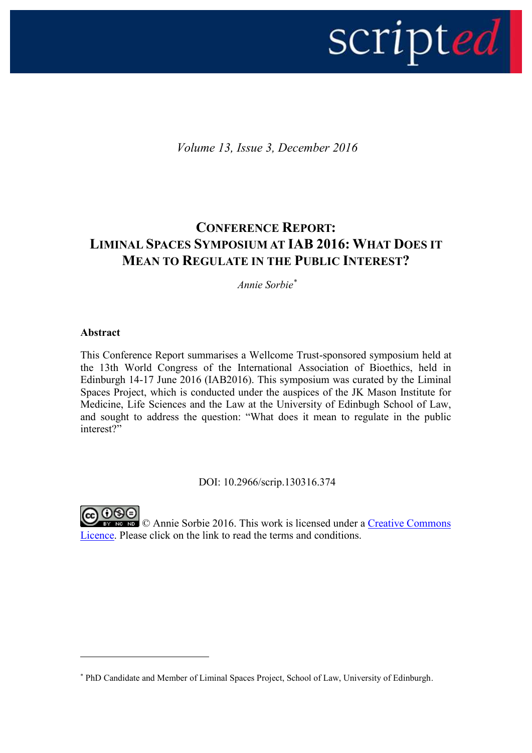*Volume 13, Issue 3, December 2016*

# CONFERENCE REPORT: LIMINAL SPACES SYMPOSIUM AT IAB 2016: WHAT DOES IT MEAN TO REGULATE IN THE PUBLIC INTEREST?

*Annie Sorbie*[*]

**Abstract**

This Conference Report summarises a Wellcome Trust-sponsored symposium held at the 13th World Congress of the International Association of Bioethics, held in Edinburgh 14-17 June 2016 (IAB2016). This symposium was curated by the Liminal Spaces Project, which is conducted under the auspices of the JK Mason Institute for Medicine, Life Sciences and the Law at the University of Edinbugh School of Law, and sought to address the question: "What does it mean to regulate in the public interest?"

DOI: 10.2966/scrip.130316.374

© Annie Sorbie 2016. This work is licensed under a Creative Commons Licence. Please click on the link to read the terms and conditions.

---

[*] PhD Candidate and Member of Liminal Spaces Project, School of Law, University of Edinburgh.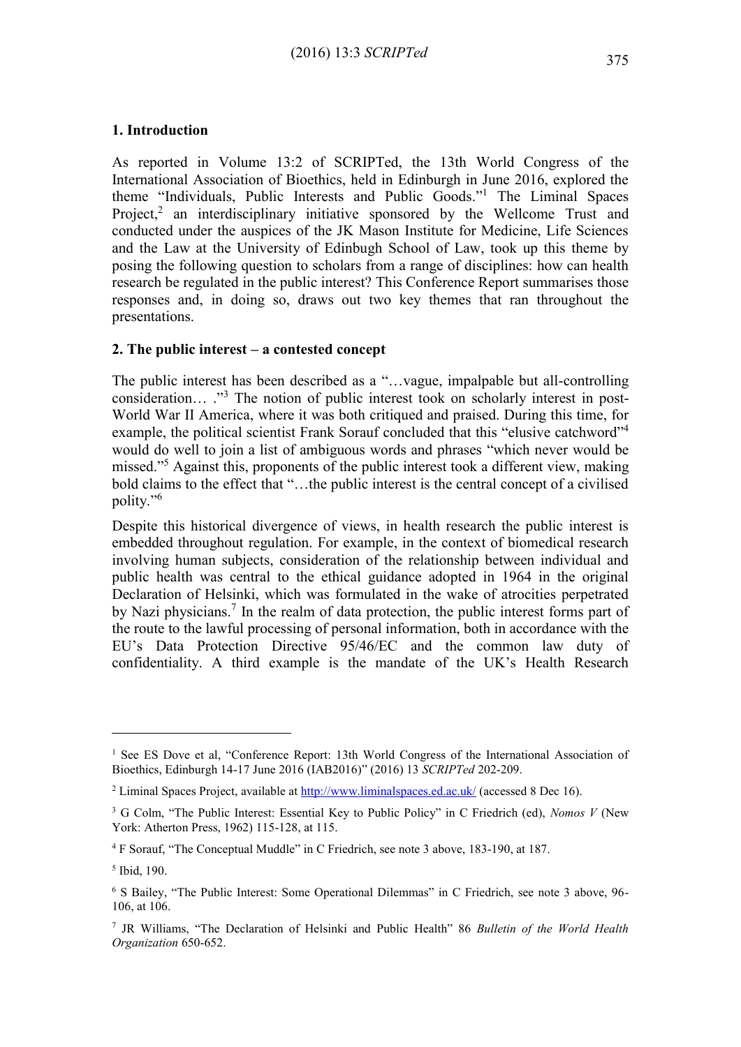## 1. Introduction

As reported in Volume 13:2 of SCRIPTed, the 13th World Congress of the International Association of Bioethics, held in Edinburgh in June 2016, explored the theme "Individuals, Public Interests and Public Goods."[1] The Liminal Spaces Project,[2] an interdisciplinary initiative sponsored by the Wellcome Trust and conducted under the auspices of the JK Mason Institute for Medicine, Life Sciences and the Law at the University of Edinbugh School of Law, took up this theme by posing the following question to scholars from a range of disciplines: how can health research be regulated in the public interest? This Conference Report summarises those responses and, in doing so, draws out two key themes that ran throughout the presentations.

## 2. The public interest – a contested concept

The public interest has been described as a "…vague, impalpable but all-controlling consideration… ."[3] The notion of public interest took on scholarly interest in post-World War II America, where it was both critiqued and praised. During this time, for example, the political scientist Frank Sorauf concluded that this "elusive catchword"[4] would do well to join a list of ambiguous words and phrases "which never would be missed."[5] Against this, proponents of the public interest took a different view, making bold claims to the effect that "…the public interest is the central concept of a civilised polity."[6]

Despite this historical divergence of views, in health research the public interest is embedded throughout regulation. For example, in the context of biomedical research involving human subjects, consideration of the relationship between individual and public health was central to the ethical guidance adopted in 1964 in the original Declaration of Helsinki, which was formulated in the wake of atrocities perpetrated by Nazi physicians.[7] In the realm of data protection, the public interest forms part of the route to the lawful processing of personal information, both in accordance with the EU's Data Protection Directive 95/46/EC and the common law duty of confidentiality. A third example is the mandate of the UK's Health Research

---

[1] See ES Dove et al, "Conference Report: 13th World Congress of the International Association of Bioethics, Edinburgh 14-17 June 2016 (IAB2016)" (2016) 13 *SCRIPTed* 202-209.

[2] Liminal Spaces Project, available at http://www.liminalspaces.ed.ac.uk/ (accessed 8 Dec 16).

[3] G Colm, "The Public Interest: Essential Key to Public Policy" in C Friedrich (ed), *Nomos V* (New York: Atherton Press, 1962) 115-128, at 115.

[4] F Sorauf, "The Conceptual Muddle" in C Friedrich, see note 3 above, 183-190, at 187.

[5] Ibid, 190.

[6] S Bailey, "The Public Interest: Some Operational Dilemmas" in C Friedrich, see note 3 above, 96-106, at 106.

[7] JR Williams, "The Declaration of Helsinki and Public Health" 86 *Bulletin of the World Health Organization* 650-652.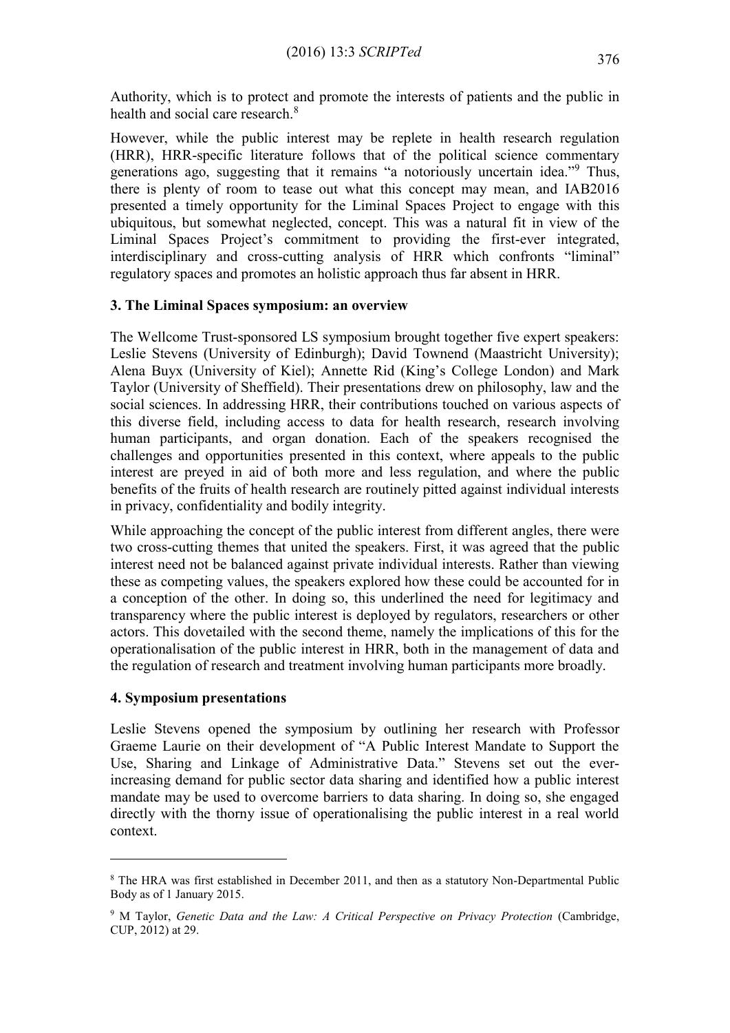Authority, which is to protect and promote the interests of patients and the public in health and social care research.[8]

However, while the public interest may be replete in health research regulation (HRR), HRR-specific literature follows that of the political science commentary generations ago, suggesting that it remains "a notoriously uncertain idea."[9] Thus, there is plenty of room to tease out what this concept may mean, and IAB2016 presented a timely opportunity for the Liminal Spaces Project to engage with this ubiquitous, but somewhat neglected, concept. This was a natural fit in view of the Liminal Spaces Project's commitment to providing the first-ever integrated, interdisciplinary and cross-cutting analysis of HRR which confronts "liminal" regulatory spaces and promotes an holistic approach thus far absent in HRR.

## 3. The Liminal Spaces symposium: an overview

The Wellcome Trust-sponsored LS symposium brought together five expert speakers: Leslie Stevens (University of Edinburgh); David Townend (Maastricht University); Alena Buyx (University of Kiel); Annette Rid (King's College London) and Mark Taylor (University of Sheffield). Their presentations drew on philosophy, law and the social sciences. In addressing HRR, their contributions touched on various aspects of this diverse field, including access to data for health research, research involving human participants, and organ donation. Each of the speakers recognised the challenges and opportunities presented in this context, where appeals to the public interest are preyed in aid of both more and less regulation, and where the public benefits of the fruits of health research are routinely pitted against individual interests in privacy, confidentiality and bodily integrity.

While approaching the concept of the public interest from different angles, there were two cross-cutting themes that united the speakers. First, it was agreed that the public interest need not be balanced against private individual interests. Rather than viewing these as competing values, the speakers explored how these could be accounted for in a conception of the other. In doing so, this underlined the need for legitimacy and transparency where the public interest is deployed by regulators, researchers or other actors. This dovetailed with the second theme, namely the implications of this for the operationalisation of the public interest in HRR, both in the management of data and the regulation of research and treatment involving human participants more broadly.

## 4. Symposium presentations

Leslie Stevens opened the symposium by outlining her research with Professor Graeme Laurie on their development of "A Public Interest Mandate to Support the Use, Sharing and Linkage of Administrative Data." Stevens set out the ever-increasing demand for public sector data sharing and identified how a public interest mandate may be used to overcome barriers to data sharing. In doing so, she engaged directly with the thorny issue of operationalising the public interest in a real world context.

---

[8] The HRA was first established in December 2011, and then as a statutory Non-Departmental Public Body as of 1 January 2015.

[9] M Taylor, *Genetic Data and the Law: A Critical Perspective on Privacy Protection* (Cambridge, CUP, 2012) at 29.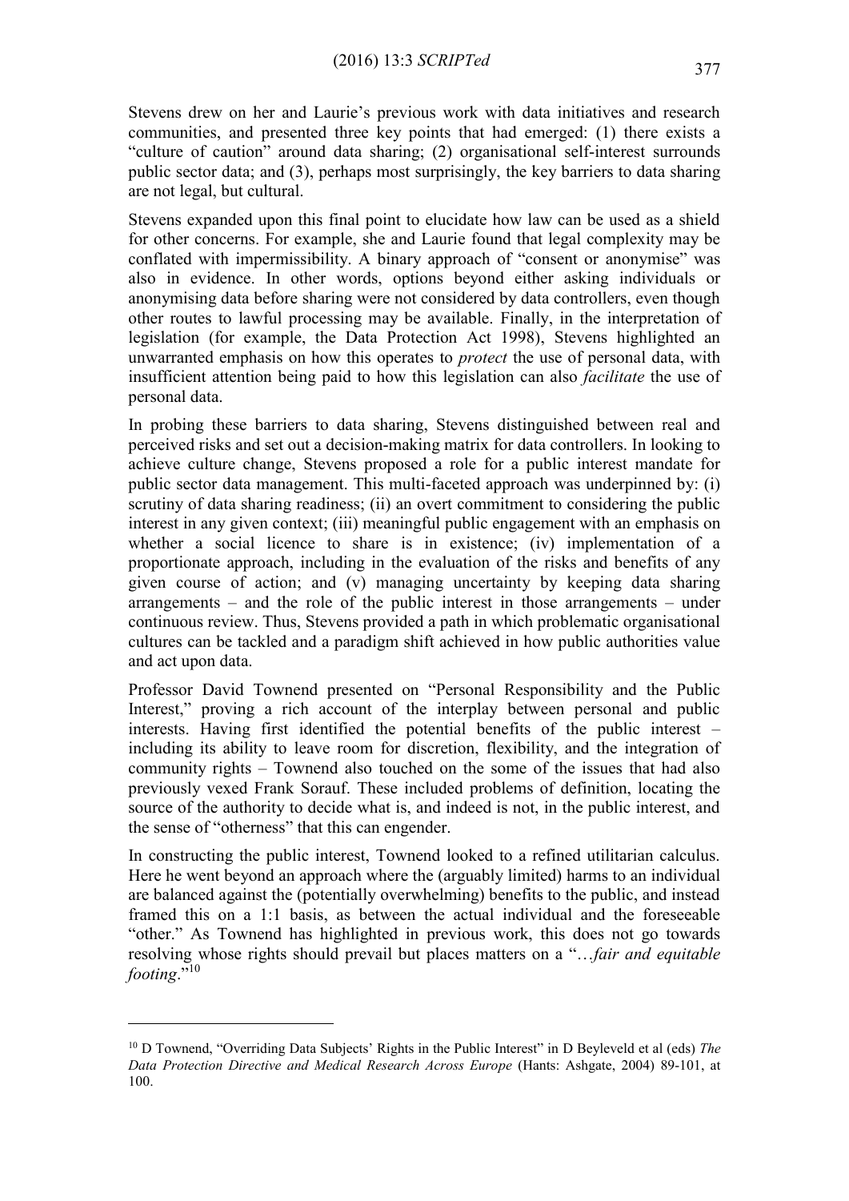Stevens drew on her and Laurie's previous work with data initiatives and research communities, and presented three key points that had emerged: (1) there exists a "culture of caution" around data sharing; (2) organisational self-interest surrounds public sector data; and (3), perhaps most surprisingly, the key barriers to data sharing are not legal, but cultural.

Stevens expanded upon this final point to elucidate how law can be used as a shield for other concerns. For example, she and Laurie found that legal complexity may be conflated with impermissibility. A binary approach of "consent or anonymise" was also in evidence. In other words, options beyond either asking individuals or anonymising data before sharing were not considered by data controllers, even though other routes to lawful processing may be available. Finally, in the interpretation of legislation (for example, the Data Protection Act 1998), Stevens highlighted an unwarranted emphasis on how this operates to *protect* the use of personal data, with insufficient attention being paid to how this legislation can also *facilitate* the use of personal data.

In probing these barriers to data sharing, Stevens distinguished between real and perceived risks and set out a decision-making matrix for data controllers. In looking to achieve culture change, Stevens proposed a role for a public interest mandate for public sector data management. This multi-faceted approach was underpinned by: (i) scrutiny of data sharing readiness; (ii) an overt commitment to considering the public interest in any given context; (iii) meaningful public engagement with an emphasis on whether a social licence to share is in existence; (iv) implementation of a proportionate approach, including in the evaluation of the risks and benefits of any given course of action; and (v) managing uncertainty by keeping data sharing arrangements – and the role of the public interest in those arrangements – under continuous review. Thus, Stevens provided a path in which problematic organisational cultures can be tackled and a paradigm shift achieved in how public authorities value and act upon data.

Professor David Townend presented on "Personal Responsibility and the Public Interest," proving a rich account of the interplay between personal and public interests. Having first identified the potential benefits of the public interest – including its ability to leave room for discretion, flexibility, and the integration of community rights – Townend also touched on the some of the issues that had also previously vexed Frank Sorauf. These included problems of definition, locating the source of the authority to decide what is, and indeed is not, in the public interest, and the sense of "otherness" that this can engender.

In constructing the public interest, Townend looked to a refined utilitarian calculus. Here he went beyond an approach where the (arguably limited) harms to an individual are balanced against the (potentially overwhelming) benefits to the public, and instead framed this on a 1:1 basis, as between the actual individual and the foreseeable "other." As Townend has highlighted in previous work, this does not go towards resolving whose rights should prevail but places matters on a "…*fair and equitable footing*."[10]

---

[10] D Townend, "Overriding Data Subjects' Rights in the Public Interest" in D Beyleveld et al (eds) *The Data Protection Directive and Medical Research Across Europe* (Hants: Ashgate, 2004) 89-101, at 100.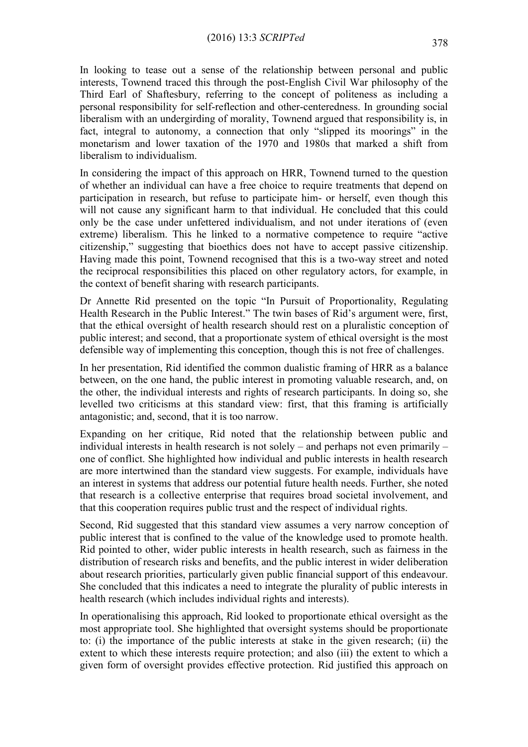In looking to tease out a sense of the relationship between personal and public interests, Townend traced this through the post-English Civil War philosophy of the Third Earl of Shaftesbury, referring to the concept of politeness as including a personal responsibility for self-reflection and other-centeredness. In grounding social liberalism with an undergirding of morality, Townend argued that responsibility is, in fact, integral to autonomy, a connection that only "slipped its moorings" in the monetarism and lower taxation of the 1970 and 1980s that marked a shift from liberalism to individualism.

In considering the impact of this approach on HRR, Townend turned to the question of whether an individual can have a free choice to require treatments that depend on participation in research, but refuse to participate him- or herself, even though this will not cause any significant harm to that individual. He concluded that this could only be the case under unfettered individualism, and not under iterations of (even extreme) liberalism. This he linked to a normative competence to require "active citizenship," suggesting that bioethics does not have to accept passive citizenship. Having made this point, Townend recognised that this is a two-way street and noted the reciprocal responsibilities this placed on other regulatory actors, for example, in the context of benefit sharing with research participants.

Dr Annette Rid presented on the topic "In Pursuit of Proportionality, Regulating Health Research in the Public Interest." The twin bases of Rid's argument were, first, that the ethical oversight of health research should rest on a pluralistic conception of public interest; and second, that a proportionate system of ethical oversight is the most defensible way of implementing this conception, though this is not free of challenges.

In her presentation, Rid identified the common dualistic framing of HRR as a balance between, on the one hand, the public interest in promoting valuable research, and, on the other, the individual interests and rights of research participants. In doing so, she levelled two criticisms at this standard view: first, that this framing is artificially antagonistic; and, second, that it is too narrow.

Expanding on her critique, Rid noted that the relationship between public and individual interests in health research is not solely – and perhaps not even primarily – one of conflict. She highlighted how individual and public interests in health research are more intertwined than the standard view suggests. For example, individuals have an interest in systems that address our potential future health needs. Further, she noted that research is a collective enterprise that requires broad societal involvement, and that this cooperation requires public trust and the respect of individual rights.

Second, Rid suggested that this standard view assumes a very narrow conception of public interest that is confined to the value of the knowledge used to promote health. Rid pointed to other, wider public interests in health research, such as fairness in the distribution of research risks and benefits, and the public interest in wider deliberation about research priorities, particularly given public financial support of this endeavour. She concluded that this indicates a need to integrate the plurality of public interests in health research (which includes individual rights and interests).

In operationalising this approach, Rid looked to proportionate ethical oversight as the most appropriate tool. She highlighted that oversight systems should be proportionate to: (i) the importance of the public interests at stake in the given research; (ii) the extent to which these interests require protection; and also (iii) the extent to which a given form of oversight provides effective protection. Rid justified this approach on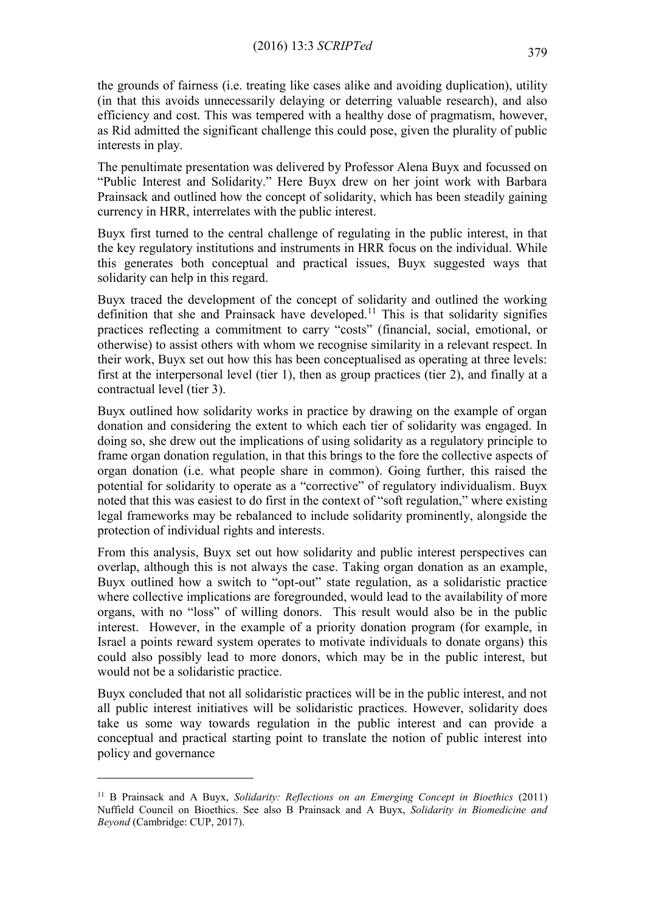the grounds of fairness (i.e. treating like cases alike and avoiding duplication), utility (in that this avoids unnecessarily delaying or deterring valuable research), and also efficiency and cost. This was tempered with a healthy dose of pragmatism, however, as Rid admitted the significant challenge this could pose, given the plurality of public interests in play.

The penultimate presentation was delivered by Professor Alena Buyx and focussed on "Public Interest and Solidarity." Here Buyx drew on her joint work with Barbara Prainsack and outlined how the concept of solidarity, which has been steadily gaining currency in HRR, interrelates with the public interest.

Buyx first turned to the central challenge of regulating in the public interest, in that the key regulatory institutions and instruments in HRR focus on the individual. While this generates both conceptual and practical issues, Buyx suggested ways that solidarity can help in this regard.

Buyx traced the development of the concept of solidarity and outlined the working definition that she and Prainsack have developed.[11] This is that solidarity signifies practices reflecting a commitment to carry "costs" (financial, social, emotional, or otherwise) to assist others with whom we recognise similarity in a relevant respect. In their work, Buyx set out how this has been conceptualised as operating at three levels: first at the interpersonal level (tier 1), then as group practices (tier 2), and finally at a contractual level (tier 3).

Buyx outlined how solidarity works in practice by drawing on the example of organ donation and considering the extent to which each tier of solidarity was engaged. In doing so, she drew out the implications of using solidarity as a regulatory principle to frame organ donation regulation, in that this brings to the fore the collective aspects of organ donation (i.e. what people share in common). Going further, this raised the potential for solidarity to operate as a "corrective" of regulatory individualism. Buyx noted that this was easiest to do first in the context of "soft regulation," where existing legal frameworks may be rebalanced to include solidarity prominently, alongside the protection of individual rights and interests.

From this analysis, Buyx set out how solidarity and public interest perspectives can overlap, although this is not always the case. Taking organ donation as an example, Buyx outlined how a switch to "opt-out" state regulation, as a solidaristic practice where collective implications are foregrounded, would lead to the availability of more organs, with no "loss" of willing donors. This result would also be in the public interest. However, in the example of a priority donation program (for example, in Israel a points reward system operates to motivate individuals to donate organs) this could also possibly lead to more donors, which may be in the public interest, but would not be a solidaristic practice.

Buyx concluded that not all solidaristic practices will be in the public interest, and not all public interest initiatives will be solidaristic practices. However, solidarity does take us some way towards regulation in the public interest and can provide a conceptual and practical starting point to translate the notion of public interest into policy and governance

---

[11] B Prainsack and A Buyx, *Solidarity: Reflections on an Emerging Concept in Bioethics* (2011) Nuffield Council on Bioethics. See also B Prainsack and A Buyx, *Solidarity in Biomedicine and Beyond* (Cambridge: CUP, 2017).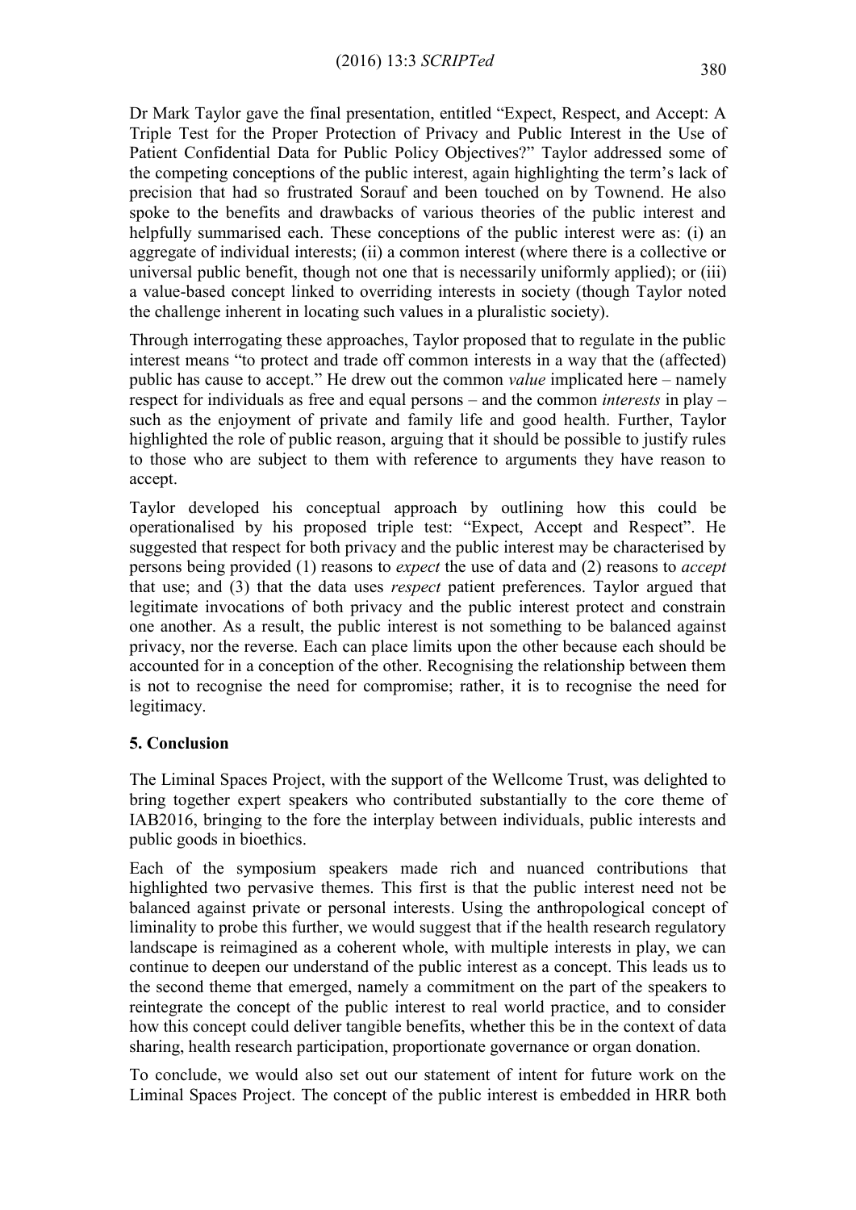Dr Mark Taylor gave the final presentation, entitled "Expect, Respect, and Accept: A Triple Test for the Proper Protection of Privacy and Public Interest in the Use of Patient Confidential Data for Public Policy Objectives?" Taylor addressed some of the competing conceptions of the public interest, again highlighting the term's lack of precision that had so frustrated Sorauf and been touched on by Townend. He also spoke to the benefits and drawbacks of various theories of the public interest and helpfully summarised each. These conceptions of the public interest were as: (i) an aggregate of individual interests; (ii) a common interest (where there is a collective or universal public benefit, though not one that is necessarily uniformly applied); or (iii) a value-based concept linked to overriding interests in society (though Taylor noted the challenge inherent in locating such values in a pluralistic society).

Through interrogating these approaches, Taylor proposed that to regulate in the public interest means "to protect and trade off common interests in a way that the (affected) public has cause to accept." He drew out the common *value* implicated here – namely respect for individuals as free and equal persons – and the common *interests* in play – such as the enjoyment of private and family life and good health. Further, Taylor highlighted the role of public reason, arguing that it should be possible to justify rules to those who are subject to them with reference to arguments they have reason to accept.

Taylor developed his conceptual approach by outlining how this could be operationalised by his proposed triple test: "Expect, Accept and Respect". He suggested that respect for both privacy and the public interest may be characterised by persons being provided (1) reasons to *expect* the use of data and (2) reasons to *accept* that use; and (3) that the data uses *respect* patient preferences. Taylor argued that legitimate invocations of both privacy and the public interest protect and constrain one another. As a result, the public interest is not something to be balanced against privacy, nor the reverse. Each can place limits upon the other because each should be accounted for in a conception of the other. Recognising the relationship between them is not to recognise the need for compromise; rather, it is to recognise the need for legitimacy.

## 5. Conclusion

The Liminal Spaces Project, with the support of the Wellcome Trust, was delighted to bring together expert speakers who contributed substantially to the core theme of IAB2016, bringing to the fore the interplay between individuals, public interests and public goods in bioethics.

Each of the symposium speakers made rich and nuanced contributions that highlighted two pervasive themes. This first is that the public interest need not be balanced against private or personal interests. Using the anthropological concept of liminality to probe this further, we would suggest that if the health research regulatory landscape is reimagined as a coherent whole, with multiple interests in play, we can continue to deepen our understand of the public interest as a concept. This leads us to the second theme that emerged, namely a commitment on the part of the speakers to reintegrate the concept of the public interest to real world practice, and to consider how this concept could deliver tangible benefits, whether this be in the context of data sharing, health research participation, proportionate governance or organ donation.

To conclude, we would also set out our statement of intent for future work on the Liminal Spaces Project. The concept of the public interest is embedded in HRR both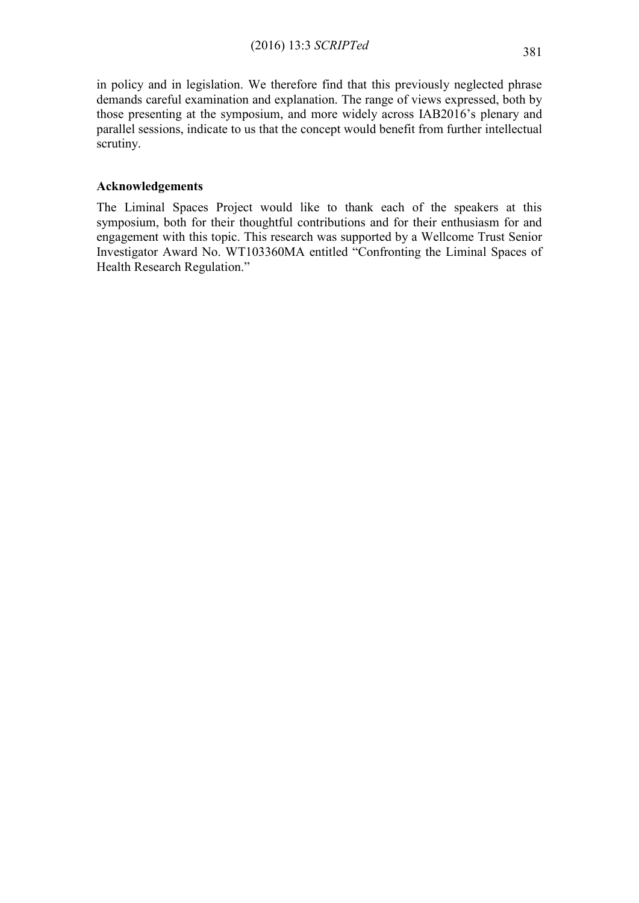in policy and in legislation. We therefore find that this previously neglected phrase demands careful examination and explanation. The range of views expressed, both by those presenting at the symposium, and more widely across IAB2016's plenary and parallel sessions, indicate to us that the concept would benefit from further intellectual scrutiny.

### Acknowledgements

The Liminal Spaces Project would like to thank each of the speakers at this symposium, both for their thoughtful contributions and for their enthusiasm for and engagement with this topic. This research was supported by a Wellcome Trust Senior Investigator Award No. WT103360MA entitled "Confronting the Liminal Spaces of Health Research Regulation."